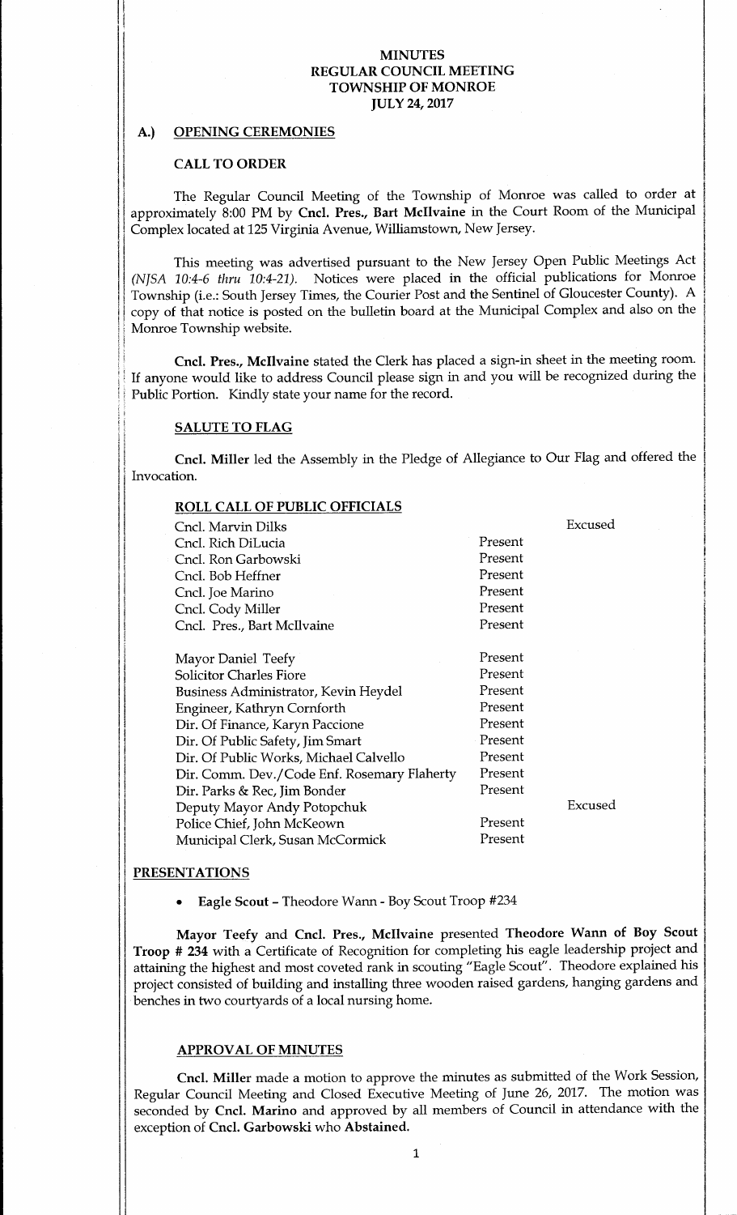# MINUTES
# REGULAR COUNCIL MEETING
# TOWNSHIP OF MONROE
# JULY 24, 2017

## A.) OPENING CEREMONIES

### CALL TO ORDER

The Regular Council Meeting of the Township of Monroe was called to order at approximately 8:00 PM by **Cncl. Pres., Bart McIlvaine** in the Court Room of the Municipal Complex located at 125 Virginia Avenue, Williamstown, New Jersey.

This meeting was advertised pursuant to the New Jersey Open Public Meetings Act *(NJSA 10:4-6 thru 10:4-21)*. Notices were placed in the official publications for Monroe Township (i.e.: South Jersey Times, the Courier Post and the Sentinel of Gloucester County). A copy of that notice is posted on the bulletin board at the Municipal Complex and also on the Monroe Township website.

**Cncl. Pres., McIlvaine** stated the Clerk has placed a sign-in sheet in the meeting room. If anyone would like to address Council please sign in and you will be recognized during the Public Portion. Kindly state your name for the record.

### SALUTE TO FLAG

**Cncl. Miller** led the Assembly in the Pledge of Allegiance to Our Flag and offered the Invocation.

### ROLL CALL OF PUBLIC OFFICIALS

| | | |
|---|---|---|
| Cncl. Marvin Dilks | | Excused |
| Cncl. Rich DiLucia | Present | |
| Cncl. Ron Garbowski | Present | |
| Cncl. Bob Heffner | Present | |
| Cncl. Joe Marino | Present | |
| Cncl. Cody Miller | Present | |
| Cncl. Pres., Bart McIlvaine | Present | |
| | | |
| Mayor Daniel Teefy | Present | |
| Solicitor Charles Fiore | Present | |
| Business Administrator, Kevin Heydel | Present | |
| Engineer, Kathryn Cornforth | Present | |
| Dir. Of Finance, Karyn Paccione | Present | |
| Dir. Of Public Safety, Jim Smart | Present | |
| Dir. Of Public Works, Michael Calvello | Present | |
| Dir. Comm. Dev./Code Enf. Rosemary Flaherty | Present | |
| Dir. Parks & Rec, Jim Bonder | Present | |
| Deputy Mayor Andy Potopchuk | | Excused |
| Police Chief, John McKeown | Present | |
| Municipal Clerk, Susan McCormick | Present | |

## PRESENTATIONS

- **Eagle Scout** – Theodore Wann - Boy Scout Troop #234

**Mayor Teefy** and **Cncl. Pres., McIlvaine** presented **Theodore Wann of Boy Scout Troop # 234** with a Certificate of Recognition for completing his eagle leadership project and attaining the highest and most coveted rank in scouting "Eagle Scout". Theodore explained his project consisted of building and installing three wooden raised gardens, hanging gardens and benches in two courtyards of a local nursing home.

### APPROVAL OF MINUTES

**Cncl. Miller** made a motion to approve the minutes as submitted of the Work Session, Regular Council Meeting and Closed Executive Meeting of June 26, 2017. The motion was seconded by **Cncl. Marino** and approved by all members of Council in attendance with the exception of **Cncl. Garbowski** who **Abstained.**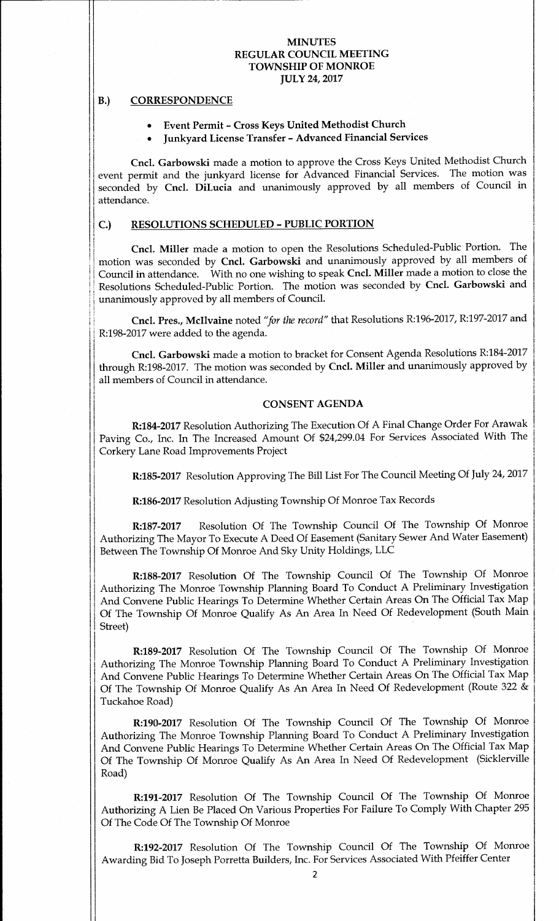# MINUTES
# REGULAR COUNCIL MEETING
# TOWNSHIP OF MONROE
# JULY 24, 2017

## B.) CORRESPONDENCE

- **Event Permit – Cross Keys United Methodist Church**
- **Junkyard License Transfer – Advanced Financial Services**

**Cncl. Garbowski** made a motion to approve the Cross Keys United Methodist Church event permit and the junkyard license for Advanced Financial Services. The motion was seconded by **Cncl. DiLucia** and unanimously approved by all members of Council in attendance.

## C.) RESOLUTIONS SCHEDULED – PUBLIC PORTION

**Cncl. Miller** made a motion to open the Resolutions Scheduled-Public Portion. The motion was seconded by **Cncl. Garbowski** and unanimously approved by all members of Council in attendance. With no one wishing to speak **Cncl. Miller** made a motion to close the Resolutions Scheduled-Public Portion. The motion was seconded by **Cncl. Garbowski** and unanimously approved by all members of Council.

**Cncl. Pres., McIlvaine** noted *"for the record"* that Resolutions R:196-2017, R:197-2017 and R:198-2017 were added to the agenda.

**Cncl. Garbowski** made a motion to bracket for Consent Agenda Resolutions R:184-2017 through R:198-2017. The motion was seconded by **Cncl. Miller** and unanimously approved by all members of Council in attendance.

### CONSENT AGENDA

**R:184-2017** Resolution Authorizing The Execution Of A Final Change Order For Arawak Paving Co., Inc. In The Increased Amount Of $24,299.04 For Services Associated With The Corkery Lane Road Improvements Project

**R:185-2017** Resolution Approving The Bill List For The Council Meeting Of July 24, 2017

**R:186-2017** Resolution Adjusting Township Of Monroe Tax Records

**R:187-2017** Resolution Of The Township Council Of The Township Of Monroe Authorizing The Mayor To Execute A Deed Of Easement (Sanitary Sewer And Water Easement) Between The Township Of Monroe And Sky Unity Holdings, LLC

**R:188-2017** Resolution Of The Township Council Of The Township Of Monroe Authorizing The Monroe Township Planning Board To Conduct A Preliminary Investigation And Convene Public Hearings To Determine Whether Certain Areas On The Official Tax Map Of The Township Of Monroe Qualify As An Area In Need Of Redevelopment (South Main Street)

**R:189-2017** Resolution Of The Township Council Of The Township Of Monroe Authorizing The Monroe Township Planning Board To Conduct A Preliminary Investigation And Convene Public Hearings To Determine Whether Certain Areas On The Official Tax Map Of The Township Of Monroe Qualify As An Area In Need Of Redevelopment (Route 322 & Tuckahoe Road)

**R:190-2017** Resolution Of The Township Council Of The Township Of Monroe Authorizing The Monroe Township Planning Board To Conduct A Preliminary Investigation And Convene Public Hearings To Determine Whether Certain Areas On The Official Tax Map Of The Township Of Monroe Qualify As An Area In Need Of Redevelopment (Sicklerville Road)

**R:191-2017** Resolution Of The Township Council Of The Township Of Monroe Authorizing A Lien Be Placed On Various Properties For Failure To Comply With Chapter 295 Of The Code Of The Township Of Monroe

**R:192-2017** Resolution Of The Township Council Of The Township Of Monroe Awarding Bid To Joseph Porretta Builders, Inc. For Services Associated With Pfeiffer Center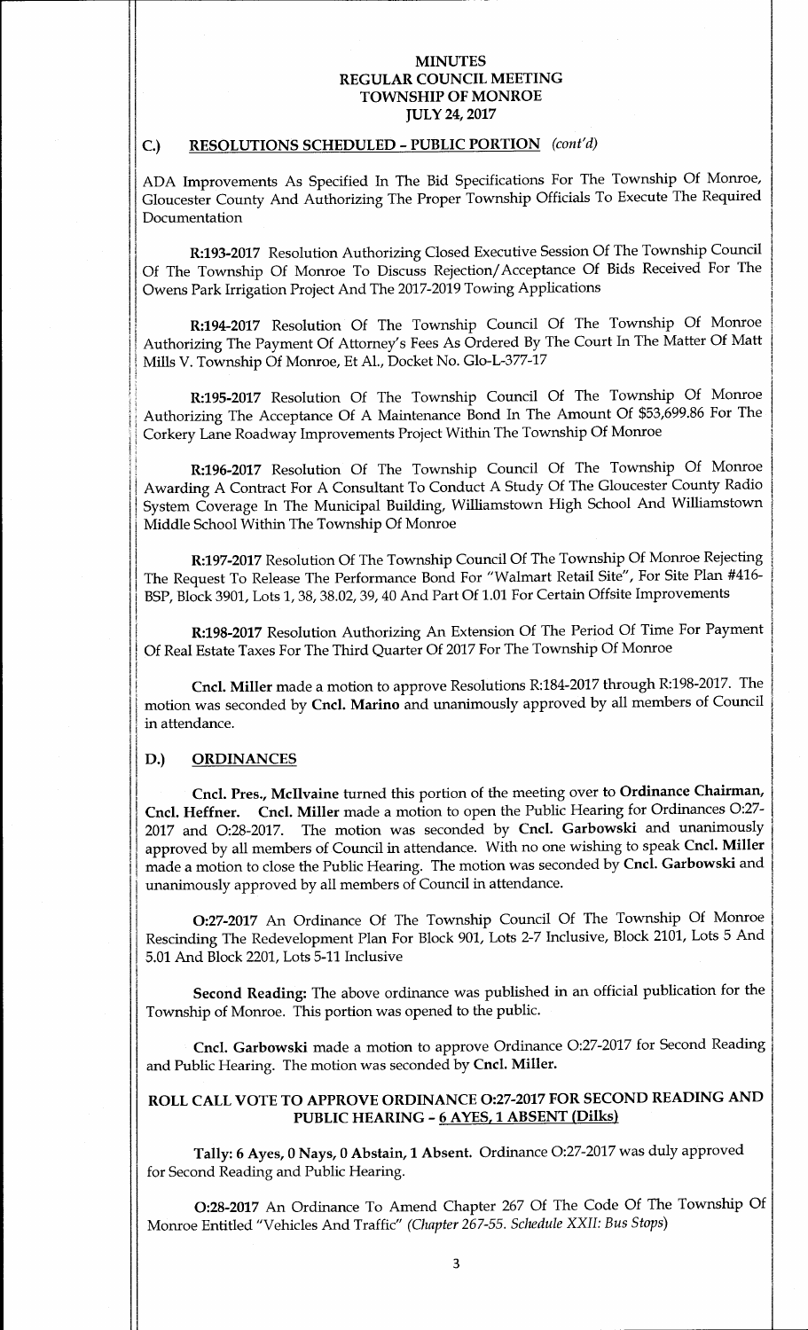## C.) RESOLUTIONS SCHEDULED – PUBLIC PORTION *(cont'd)*

ADA Improvements As Specified In The Bid Specifications For The Township Of Monroe, Gloucester County And Authorizing The Proper Township Officials To Execute The Required Documentation

**R:193-2017** Resolution Authorizing Closed Executive Session Of The Township Council Of The Township Of Monroe To Discuss Rejection/Acceptance Of Bids Received For The Owens Park Irrigation Project And The 2017-2019 Towing Applications

**R:194-2017** Resolution Of The Township Council Of The Township Of Monroe Authorizing The Payment Of Attorney's Fees As Ordered By The Court In The Matter Of Matt Mills V. Township Of Monroe, Et Al., Docket No. Glo-L-377-17

**R:195-2017** Resolution Of The Township Council Of The Township Of Monroe Authorizing The Acceptance Of A Maintenance Bond In The Amount Of $53,699.86 For The Corkery Lane Roadway Improvements Project Within The Township Of Monroe

**R:196-2017** Resolution Of The Township Council Of The Township Of Monroe Awarding A Contract For A Consultant To Conduct A Study Of The Gloucester County Radio System Coverage In The Municipal Building, Williamstown High School And Williamstown Middle School Within The Township Of Monroe

**R:197-2017** Resolution Of The Township Council Of The Township Of Monroe Rejecting The Request To Release The Performance Bond For "Walmart Retail Site", For Site Plan #416-BSP, Block 3901, Lots 1, 38, 38.02, 39, 40 And Part Of 1.01 For Certain Offsite Improvements

**R:198-2017** Resolution Authorizing An Extension Of The Period Of Time For Payment Of Real Estate Taxes For The Third Quarter Of 2017 For The Township Of Monroe

**Cncl. Miller** made a motion to approve Resolutions R:184-2017 through R:198-2017. The motion was seconded by **Cncl. Marino** and unanimously approved by all members of Council in attendance.

## D.) ORDINANCES

**Cncl. Pres., McIlvaine** turned this portion of the meeting over to **Ordinance Chairman, Cncl. Heffner. Cncl. Miller** made a motion to open the Public Hearing for Ordinances O:27-2017 and O:28-2017. The motion was seconded by **Cncl. Garbowski** and unanimously approved by all members of Council in attendance. With no one wishing to speak **Cncl. Miller** made a motion to close the Public Hearing. The motion was seconded by **Cncl. Garbowski** and unanimously approved by all members of Council in attendance.

**O:27-2017** An Ordinance Of The Township Council Of The Township Of Monroe Rescinding The Redevelopment Plan For Block 901, Lots 2-7 Inclusive, Block 2101, Lots 5 And 5.01 And Block 2201, Lots 5-11 Inclusive

**Second Reading:** The above ordinance was published in an official publication for the Township of Monroe. This portion was opened to the public.

**Cncl. Garbowski** made a motion to approve Ordinance O:27-2017 for Second Reading and Public Hearing. The motion was seconded by **Cncl. Miller.**

**ROLL CALL VOTE TO APPROVE ORDINANCE O:27-2017 FOR SECOND READING AND PUBLIC HEARING – <u>6 AYES, 1 ABSENT (Dilks)</u>**

**Tally: 6 Ayes, 0 Nays, 0 Abstain, 1 Absent.** Ordinance O:27-2017 was duly approved for Second Reading and Public Hearing.

**O:28-2017** An Ordinance To Amend Chapter 267 Of The Code Of The Township Of Monroe Entitled "Vehicles And Traffic" *(Chapter 267-55. Schedule XXII: Bus Stops)*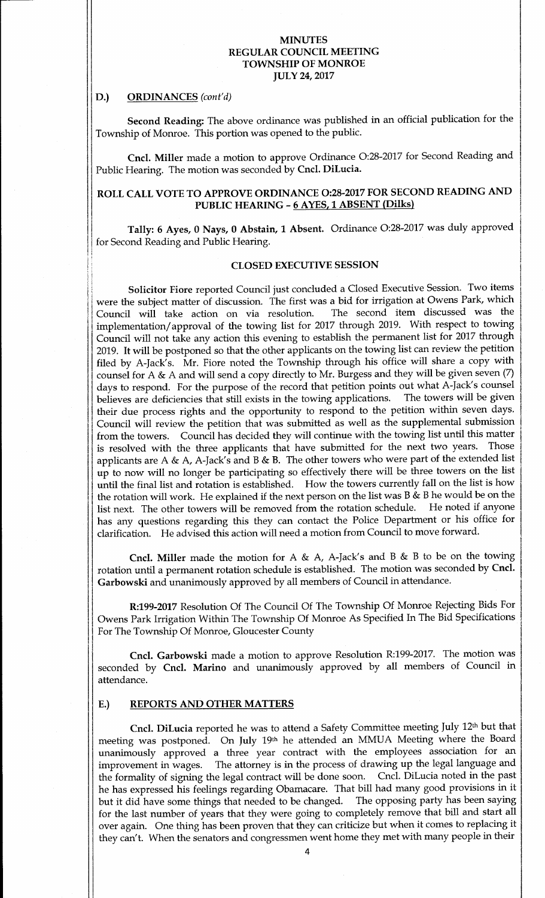**MINUTES**
**REGULAR COUNCIL MEETING**
**TOWNSHIP OF MONROE**
**JULY 24, 2017**

## D.) ORDINANCES *(cont'd)*

**Second Reading:** The above ordinance was published in an official publication for the Township of Monroe. This portion was opened to the public.

**Cncl. Miller** made a motion to approve Ordinance O:28-2017 for Second Reading and Public Hearing. The motion was seconded by **Cncl. DiLucia.**

**ROLL CALL VOTE TO APPROVE ORDINANCE O:28-2017 FOR SECOND READING AND PUBLIC HEARING - 6 AYES, 1 ABSENT (Dilks)**

**Tally: 6 Ayes, 0 Nays, 0 Abstain, 1 Absent.** Ordinance O:28-2017 was duly approved for Second Reading and Public Hearing.

**CLOSED EXECUTIVE SESSION**

**Solicitor Fiore** reported Council just concluded a Closed Executive Session. Two items were the subject matter of discussion. The first was a bid for irrigation at Owens Park, which Council will take action on via resolution. The second item discussed was the implementation/approval of the towing list for 2017 through 2019. With respect to towing Council will not take any action this evening to establish the permanent list for 2017 through 2019. It will be postponed so that the other applicants on the towing list can review the petition filed by A-Jack's. Mr. Fiore noted the Township through his office will share a copy with counsel for A & A and will send a copy directly to Mr. Burgess and they will be given seven (7) days to respond. For the purpose of the record that petition points out what A-Jack's counsel believes are deficiencies that still exists in the towing applications. The towers will be given their due process rights and the opportunity to respond to the petition within seven days. Council will review the petition that was submitted as well as the supplemental submission from the towers. Council has decided they will continue with the towing list until this matter is resolved with the three applicants that have submitted for the next two years. Those applicants are A & A, A-Jack's and B & B. The other towers who were part of the extended list up to now will no longer be participating so effectively there will be three towers on the list until the final list and rotation is established. How the towers currently fall on the list is how the rotation will work. He explained if the next person on the list was B & B he would be on the list next. The other towers will be removed from the rotation schedule. He noted if anyone has any questions regarding this they can contact the Police Department or his office for clarification. He advised this action will need a motion from Council to move forward.

**Cncl. Miller** made the motion for A & A, A-Jack's and B & B to be on the towing rotation until a permanent rotation schedule is established. The motion was seconded by **Cncl. Garbowski** and unanimously approved by all members of Council in attendance.

**R:199-2017** Resolution Of The Council Of The Township Of Monroe Rejecting Bids For Owens Park Irrigation Within The Township Of Monroe As Specified In The Bid Specifications For The Township Of Monroe, Gloucester County

**Cncl. Garbowski** made a motion to approve Resolution R:199-2017. The motion was seconded by **Cncl. Marino** and unanimously approved by all members of Council in attendance.

## E.) REPORTS AND OTHER MATTERS

**Cncl. DiLucia** reported he was to attend a Safety Committee meeting July 12th but that meeting was postponed. On July 19th he attended an MMUA Meeting where the Board unanimously approved a three year contract with the employees association for an improvement in wages. The attorney is in the process of drawing up the legal language and the formality of signing the legal contract will be done soon. Cncl. DiLucia noted in the past he has expressed his feelings regarding Obamacare. That bill had many good provisions in it but it did have some things that needed to be changed. The opposing party has been saying for the last number of years that they were going to completely remove that bill and start all over again. One thing has been proven that they can criticize but when it comes to replacing it they can't. When the senators and congressmen went home they met with many people in their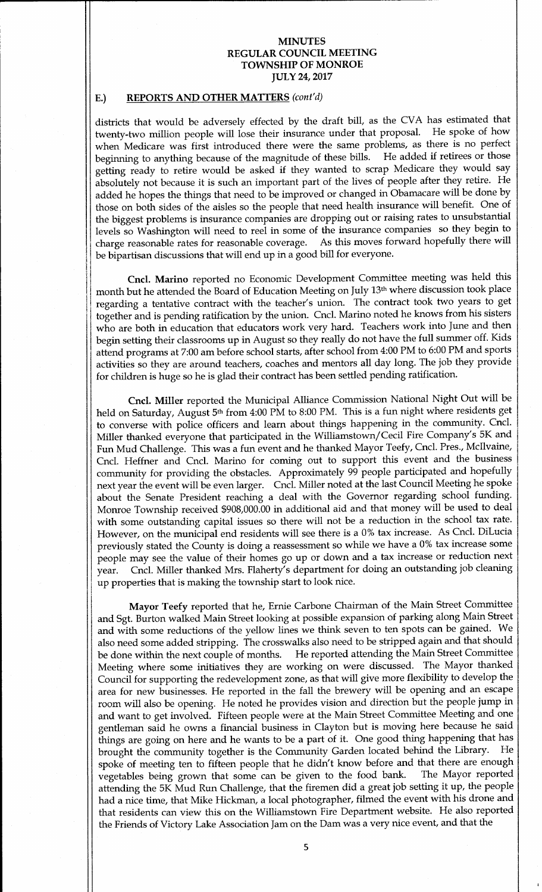# MINUTES
# REGULAR COUNCIL MEETING
# TOWNSHIP OF MONROE
# JULY 24, 2017

## E.) REPORTS AND OTHER MATTERS *(cont'd)*

districts that would be adversely effected by the draft bill, as the CVA has estimated that twenty-two million people will lose their insurance under that proposal. He spoke of how when Medicare was first introduced there were the same problems, as there is no perfect beginning to anything because of the magnitude of these bills. He added if retirees or those getting ready to retire would be asked if they wanted to scrap Medicare they would say absolutely not because it is such an important part of the lives of people after they retire. He added he hopes the things that need to be improved or changed in Obamacare will be done by those on both sides of the aisles so the people that need health insurance will benefit. One of the biggest problems is insurance companies are dropping out or raising rates to unsubstantial levels so Washington will need to reel in some of the insurance companies so they begin to charge reasonable rates for reasonable coverage. As this moves forward hopefully there will be bipartisan discussions that will end up in a good bill for everyone.

**Cncl. Marino** reported no Economic Development Committee meeting was held this month but he attended the Board of Education Meeting on July 13th where discussion took place regarding a tentative contract with the teacher's union. The contract took two years to get together and is pending ratification by the union. Cncl. Marino noted he knows from his sisters who are both in education that educators work very hard. Teachers work into June and then begin setting their classrooms up in August so they really do not have the full summer off. Kids attend programs at 7:00 am before school starts, after school from 4:00 PM to 6:00 PM and sports activities so they are around teachers, coaches and mentors all day long. The job they provide for children is huge so he is glad their contract has been settled pending ratification.

**Cncl. Miller** reported the Municipal Alliance Commission National Night Out will be held on Saturday, August 5th from 4:00 PM to 8:00 PM. This is a fun night where residents get to converse with police officers and learn about things happening in the community. Cncl. Miller thanked everyone that participated in the Williamstown/Cecil Fire Company's 5K and Fun Mud Challenge. This was a fun event and he thanked Mayor Teefy, Cncl. Pres., McIlvaine, Cncl. Heffner and Cncl. Marino for coming out to support this event and the business community for providing the obstacles. Approximately 99 people participated and hopefully next year the event will be even larger. Cncl. Miller noted at the last Council Meeting he spoke about the Senate President reaching a deal with the Governor regarding school funding. Monroe Township received $908,000.00 in additional aid and that money will be used to deal with some outstanding capital issues so there will not be a reduction in the school tax rate. However, on the municipal end residents will see there is a 0% tax increase. As Cncl. DiLucia previously stated the County is doing a reassessment so while we have a 0% tax increase some people may see the value of their homes go up or down and a tax increase or reduction next year. Cncl. Miller thanked Mrs. Flaherty's department for doing an outstanding job cleaning up properties that is making the township start to look nice.

**Mayor Teefy** reported that he, Ernie Carbone Chairman of the Main Street Committee and Sgt. Burton walked Main Street looking at possible expansion of parking along Main Street and with some reductions of the yellow lines we think seven to ten spots can be gained. We also need some added stripping. The crosswalks also need to be stripped again and that should be done within the next couple of months. He reported attending the Main Street Committee Meeting where some initiatives they are working on were discussed. The Mayor thanked Council for supporting the redevelopment zone, as that will give more flexibility to develop the area for new businesses. He reported in the fall the brewery will be opening and an escape room will also be opening. He noted he provides vision and direction but the people jump in and want to get involved. Fifteen people were at the Main Street Committee Meeting and one gentleman said he owns a financial business in Clayton but is moving here because he said things are going on here and he wants to be a part of it. One good thing happening that has brought the community together is the Community Garden located behind the Library. He spoke of meeting ten to fifteen people that he didn't know before and that there are enough vegetables being grown that some can be given to the food bank. The Mayor reported attending the 5K Mud Run Challenge, that the firemen did a great job setting it up, the people had a nice time, that Mike Hickman, a local photographer, filmed the event with his drone and that residents can view this on the Williamstown Fire Department website. He also reported the Friends of Victory Lake Association Jam on the Dam was a very nice event, and that the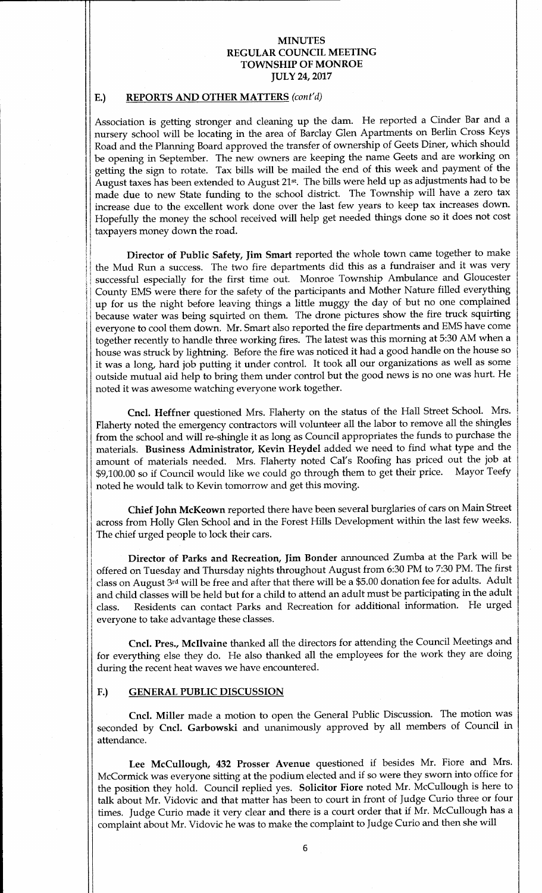## E.) REPORTS AND OTHER MATTERS *(cont'd)*

Association is getting stronger and cleaning up the dam. He reported a Cinder Bar and a nursery school will be locating in the area of Barclay Glen Apartments on Berlin Cross Keys Road and the Planning Board approved the transfer of ownership of Geets Diner, which should be opening in September. The new owners are keeping the name Geets and are working on getting the sign to rotate. Tax bills will be mailed the end of this week and payment of the August taxes has been extended to August 21st. The bills were held up as adjustments had to be made due to new State funding to the school district. The Township will have a zero tax increase due to the excellent work done over the last few years to keep tax increases down. Hopefully the money the school received will help get needed things done so it does not cost taxpayers money down the road.

**Director of Public Safety, Jim Smart** reported the whole town came together to make the Mud Run a success. The two fire departments did this as a fundraiser and it was very successful especially for the first time out. Monroe Township Ambulance and Gloucester County EMS were there for the safety of the participants and Mother Nature filled everything up for us the night before leaving things a little muggy the day of but no one complained because water was being squirted on them. The drone pictures show the fire truck squirting everyone to cool them down. Mr. Smart also reported the fire departments and EMS have come together recently to handle three working fires. The latest was this morning at 5:30 AM when a house was struck by lightning. Before the fire was noticed it had a good handle on the house so it was a long, hard job putting it under control. It took all our organizations as well as some outside mutual aid help to bring them under control but the good news is no one was hurt. He noted it was awesome watching everyone work together.

**Cncl. Heffner** questioned Mrs. Flaherty on the status of the Hall Street School. Mrs. Flaherty noted the emergency contractors will volunteer all the labor to remove all the shingles from the school and will re-shingle it as long as Council appropriates the funds to purchase the materials. **Business Administrator, Kevin Heydel** added we need to find what type and the amount of materials needed. Mrs. Flaherty noted Cal's Roofing has priced out the job at $9,100.00 so if Council would like we could go through them to get their price. Mayor Teefy noted he would talk to Kevin tomorrow and get this moving.

**Chief John McKeown** reported there have been several burglaries of cars on Main Street across from Holly Glen School and in the Forest Hills Development within the last few weeks. The chief urged people to lock their cars.

**Director of Parks and Recreation, Jim Bonder** announced Zumba at the Park will be offered on Tuesday and Thursday nights throughout August from 6:30 PM to 7:30 PM. The first class on August 3rd will be free and after that there will be a $5.00 donation fee for adults. Adult and child classes will be held but for a child to attend an adult must be participating in the adult class. Residents can contact Parks and Recreation for additional information. He urged everyone to take advantage these classes.

**Cncl. Pres., McIlvaine** thanked all the directors for attending the Council Meetings and for everything else they do. He also thanked all the employees for the work they are doing during the recent heat waves we have encountered.

## F.) GENERAL PUBLIC DISCUSSION

**Cncl. Miller** made a motion to open the General Public Discussion. The motion was seconded by **Cncl. Garbowski** and unanimously approved by all members of Council in attendance.

**Lee McCullough, 432 Prosser Avenue** questioned if besides Mr. Fiore and Mrs. McCormick was everyone sitting at the podium elected and if so were they sworn into office for the position they hold. Council replied yes. **Solicitor Fiore** noted Mr. McCullough is here to talk about Mr. Vidovic and that matter has been to court in front of Judge Curio three or four times. Judge Curio made it very clear and there is a court order that if Mr. McCullough has a complaint about Mr. Vidovic he was to make the complaint to Judge Curio and then she will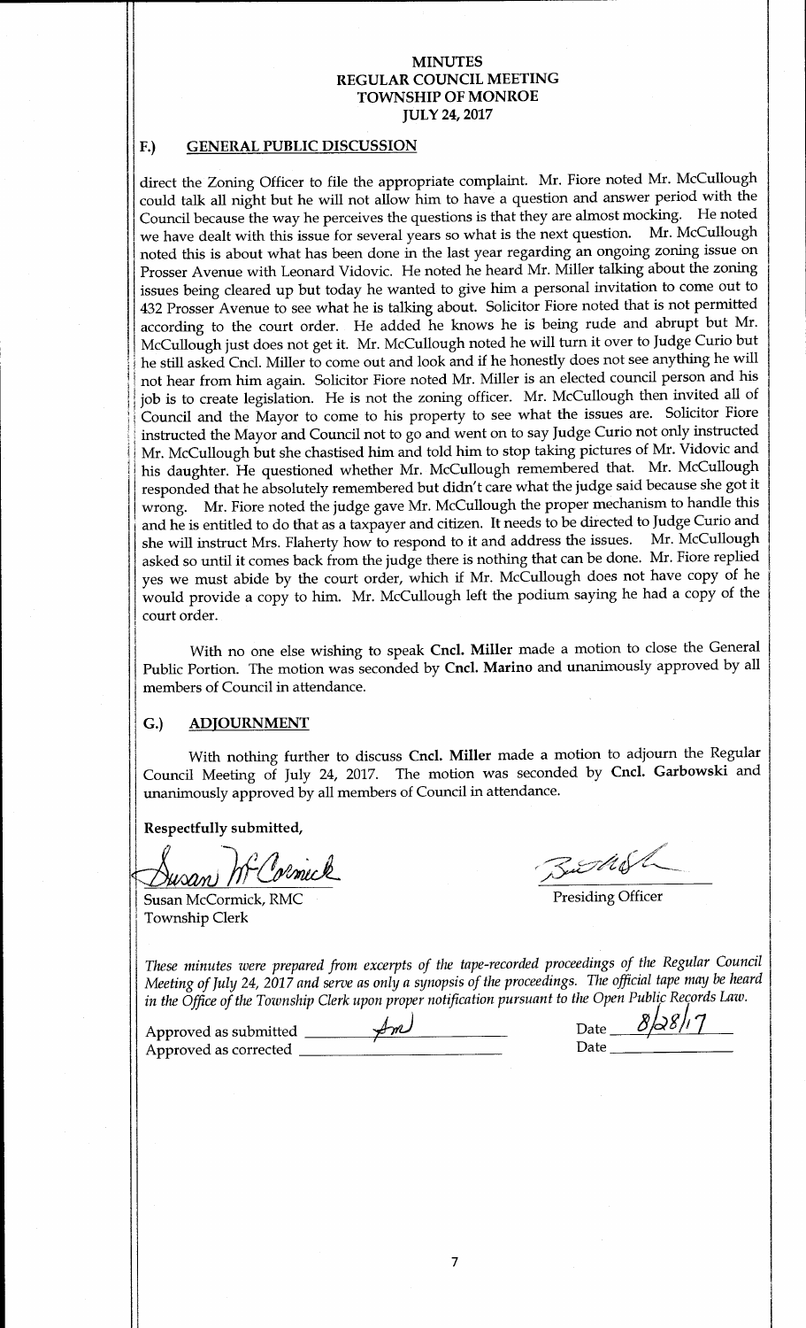# MINUTES
# REGULAR COUNCIL MEETING
# TOWNSHIP OF MONROE
# JULY 24, 2017

## F.) GENERAL PUBLIC DISCUSSION

direct the Zoning Officer to file the appropriate complaint. Mr. Fiore noted Mr. McCullough could talk all night but he will not allow him to have a question and answer period with the Council because the way he perceives the questions is that they are almost mocking. He noted we have dealt with this issue for several years so what is the next question. Mr. McCullough noted this is about what has been done in the last year regarding an ongoing zoning issue on Prosser Avenue with Leonard Vidovic. He noted he heard Mr. Miller talking about the zoning issues being cleared up but today he wanted to give him a personal invitation to come out to 432 Prosser Avenue to see what he is talking about. Solicitor Fiore noted that is not permitted according to the court order. He added he knows he is being rude and abrupt but Mr. McCullough just does not get it. Mr. McCullough noted he will turn it over to Judge Curio but he still asked Cncl. Miller to come out and look and if he honestly does not see anything he will not hear from him again. Solicitor Fiore noted Mr. Miller is an elected council person and his job is to create legislation. He is not the zoning officer. Mr. McCullough then invited all of Council and the Mayor to come to his property to see what the issues are. Solicitor Fiore instructed the Mayor and Council not to go and went on to say Judge Curio not only instructed Mr. McCullough but she chastised him and told him to stop taking pictures of Mr. Vidovic and his daughter. He questioned whether Mr. McCullough remembered that. Mr. McCullough responded that he absolutely remembered but didn't care what the judge said because she got it wrong. Mr. Fiore noted the judge gave Mr. McCullough the proper mechanism to handle this and he is entitled to do that as a taxpayer and citizen. It needs to be directed to Judge Curio and she will instruct Mrs. Flaherty how to respond to it and address the issues. Mr. McCullough asked so until it comes back from the judge there is nothing that can be done. Mr. Fiore replied yes we must abide by the court order, which if Mr. McCullough does not have copy of he would provide a copy to him. Mr. McCullough left the podium saying he had a copy of the court order.

With no one else wishing to speak **Cncl. Miller** made a motion to close the General Public Portion. The motion was seconded by **Cncl. Marino** and unanimously approved by all members of Council in attendance.

## G.) ADJOURNMENT

With nothing further to discuss **Cncl. Miller** made a motion to adjourn the Regular Council Meeting of July 24, 2017. The motion was seconded by **Cncl. Garbowski** and unanimously approved by all members of Council in attendance.

**Respectfully submitted,**

*Susan McCormick* (signature)

Susan McCormick, RMC
Township Clerk

(signature)
Presiding Officer

*These minutes were prepared from excerpts of the tape-recorded proceedings of the Regular Council Meeting of July 24, 2017 and serve as only a synopsis of the proceedings. The official tape may be heard in the Office of the Township Clerk upon proper notification pursuant to the Open Public Records Law.*

Approved as submitted ___*Am*___ Date ___*8/28/17*___
Approved as corrected _______________ Date _______________